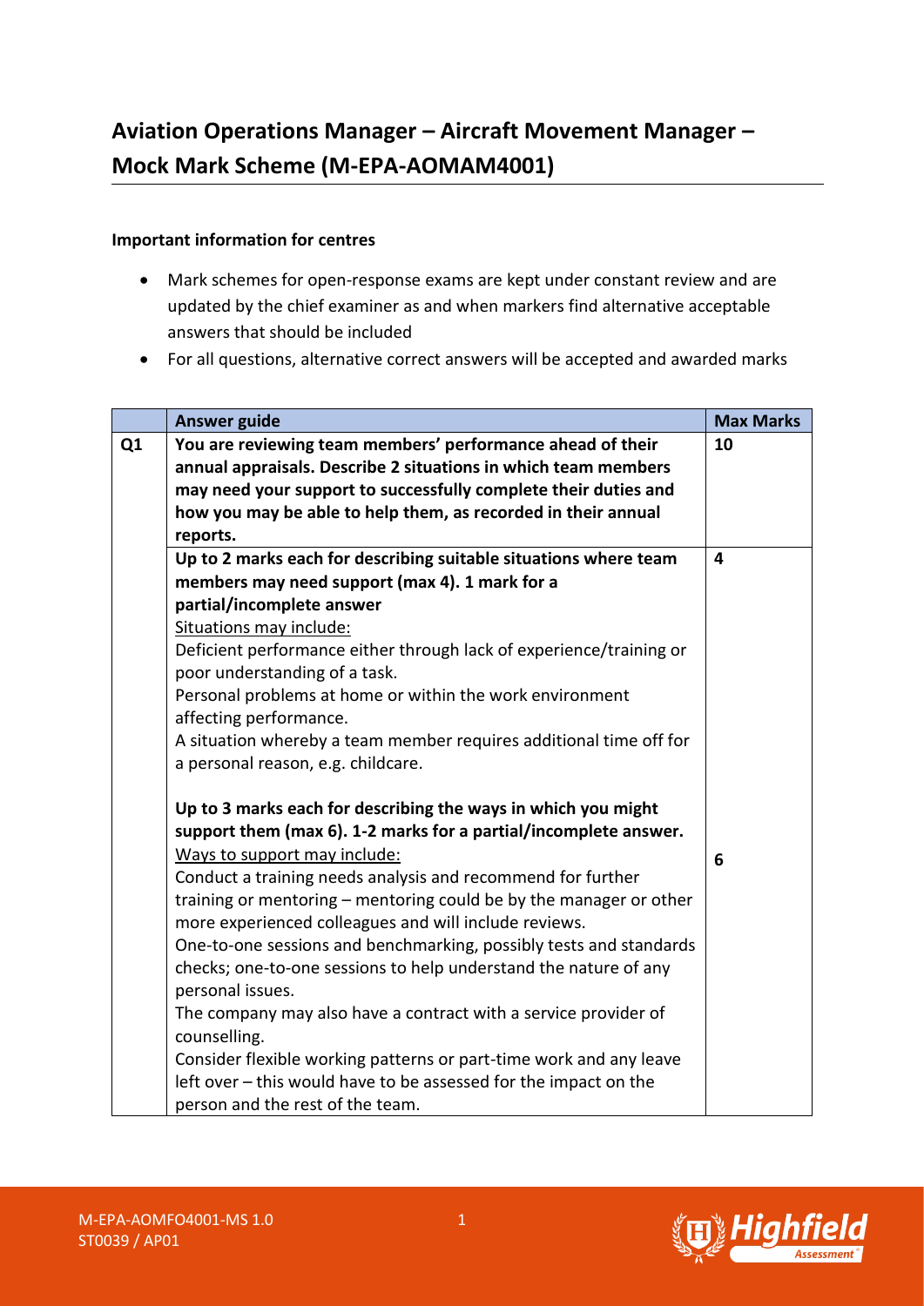# Aviation Operations Manager – Aircraft Movement Manager – Mock Mark Scheme (M-EPA-AOMAM4001)

**Important information for centres**

- Mark schemes for open-response exams are kept under constant review and are updated by the chief examiner as and when markers find alternative acceptable answers that should be included
- For all questions, alternative correct answers will be accepted and awarded marks

| | Answer guide | Max Marks |
|---|---|---|
| Q1 | **You are reviewing team members' performance ahead of their annual appraisals. Describe 2 situations in which team members may need your support to successfully complete their duties and how you may be able to help them, as recorded in their annual reports.** | **10** |
| | **Up to 2 marks each for describing suitable situations where team members may need support (max 4). 1 mark for a partial/incomplete answer**<br>Situations may include:<br>Deficient performance either through lack of experience/training or poor understanding of a task.<br>Personal problems at home or within the work environment affecting performance.<br>A situation whereby a team member requires additional time off for a personal reason, e.g. childcare.<br><br>**Up to 3 marks each for describing the ways in which you might support them (max 6). 1-2 marks for a partial/incomplete answer.**<br>Ways to support may include:<br>Conduct a training needs analysis and recommend for further training or mentoring – mentoring could be by the manager or other more experienced colleagues and will include reviews.<br>One-to-one sessions and benchmarking, possibly tests and standards checks; one-to-one sessions to help understand the nature of any personal issues.<br>The company may also have a contract with a service provider of counselling.<br>Consider flexible working patterns or part-time work and any leave left over – this would have to be assessed for the impact on the person and the rest of the team. | **4**<br><br><br><br><br><br><br><br><br><br>**6** |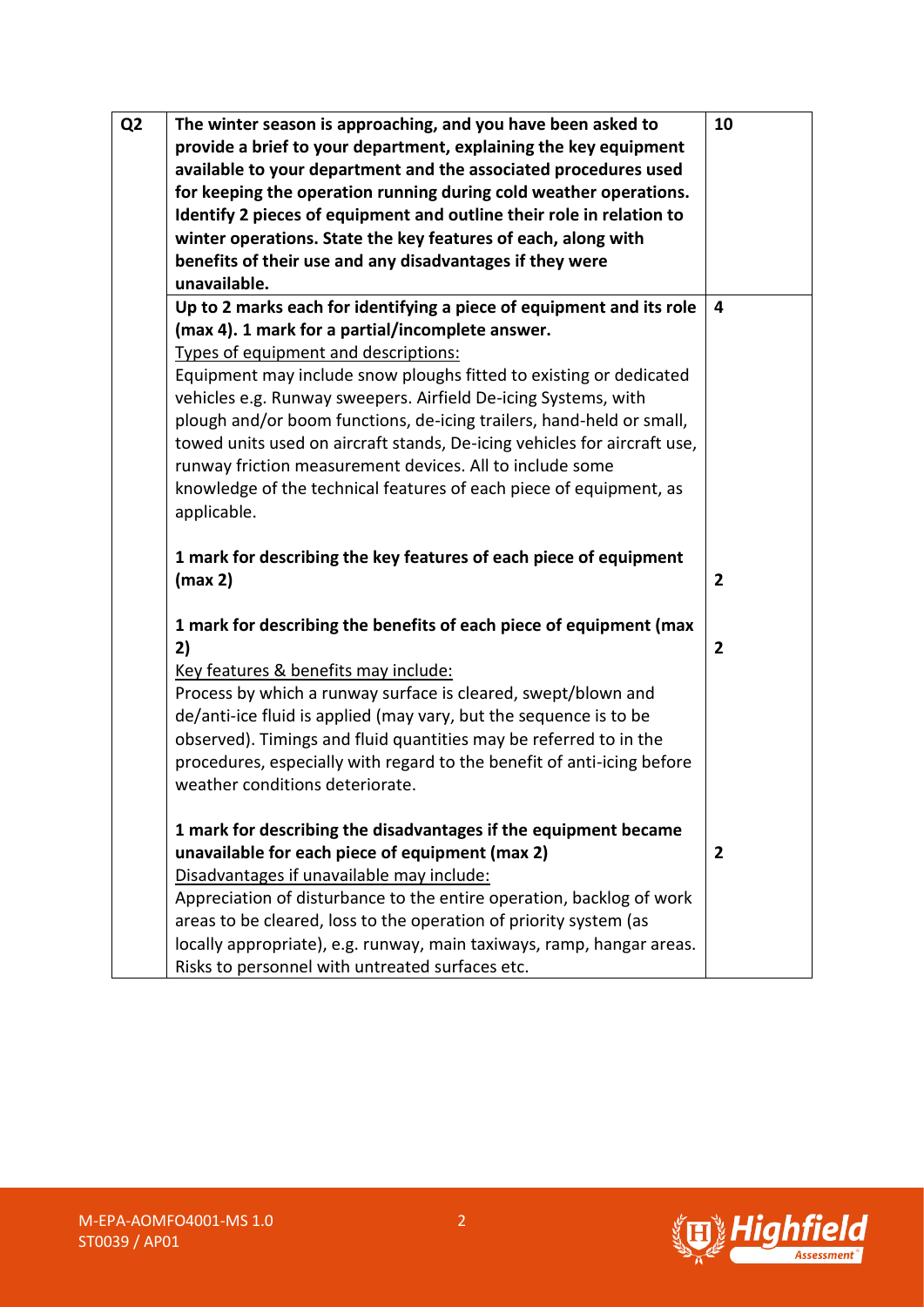| Q2 | **The winter season is approaching, and you have been asked to provide a brief to your department, explaining the key equipment available to your department and the associated procedures used for keeping the operation running during cold weather operations. Identify 2 pieces of equipment and outline their role in relation to winter operations. State the key features of each, along with benefits of their use and any disadvantages if they were unavailable.** | **10** |
|---|---|---|
| | **Up to 2 marks each for identifying a piece of equipment and its role (max 4). 1 mark for a partial/incomplete answer.**<br>Types of equipment and descriptions:<br>Equipment may include snow ploughs fitted to existing or dedicated vehicles e.g. Runway sweepers. Airfield De-icing Systems, with plough and/or boom functions, de-icing trailers, hand-held or small, towed units used on aircraft stands, De-icing vehicles for aircraft use, runway friction measurement devices. All to include some knowledge of the technical features of each piece of equipment, as applicable. | **4** |
| | **1 mark for describing the key features of each piece of equipment (max 2)** | **2** |
| | **1 mark for describing the benefits of each piece of equipment (max 2)**<br>Key features & benefits may include:<br>Process by which a runway surface is cleared, swept/blown and de/anti-ice fluid is applied (may vary, but the sequence is to be observed). Timings and fluid quantities may be referred to in the procedures, especially with regard to the benefit of anti-icing before weather conditions deteriorate. | **2** |
| | **1 mark for describing the disadvantages if the equipment became unavailable for each piece of equipment (max 2)**<br>Disadvantages if unavailable may include:<br>Appreciation of disturbance to the entire operation, backlog of work areas to be cleared, loss to the operation of priority system (as locally appropriate), e.g. runway, main taxiways, ramp, hangar areas. Risks to personnel with untreated surfaces etc. | **2** |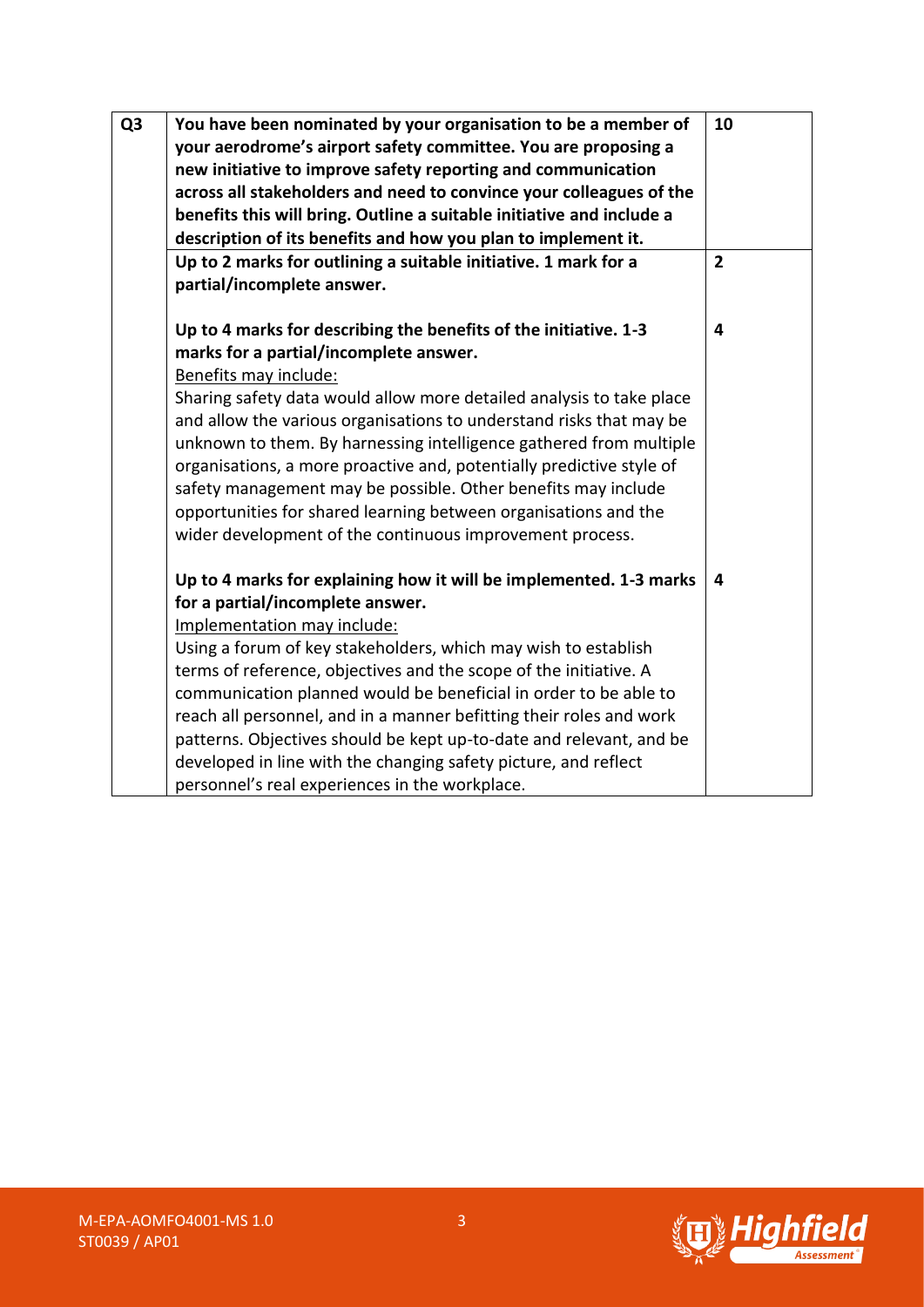| Q3 | **You have been nominated by your organisation to be a member of your aerodrome's airport safety committee. You are proposing a new initiative to improve safety reporting and communication across all stakeholders and need to convince your colleagues of the benefits this will bring. Outline a suitable initiative and include a description of its benefits and how you plan to implement it.** | **10** |
|---|---|---|
| | **Up to 2 marks for outlining a suitable initiative. 1 mark for a partial/incomplete answer.**<br><br>**Up to 4 marks for describing the benefits of the initiative. 1-3 marks for a partial/incomplete answer.**<br>Benefits may include:<br>Sharing safety data would allow more detailed analysis to take place and allow the various organisations to understand risks that may be unknown to them. By harnessing intelligence gathered from multiple organisations, a more proactive and, potentially predictive style of safety management may be possible. Other benefits may include opportunities for shared learning between organisations and the wider development of the continuous improvement process.<br><br>**Up to 4 marks for explaining how it will be implemented. 1-3 marks for a partial/incomplete answer.**<br>Implementation may include:<br>Using a forum of key stakeholders, which may wish to establish terms of reference, objectives and the scope of the initiative. A communication planned would be beneficial in order to be able to reach all personnel, and in a manner befitting their roles and work patterns. Objectives should be kept up-to-date and relevant, and be developed in line with the changing safety picture, and reflect personnel's real experiences in the workplace. | **2**<br><br><br>**4**<br><br><br><br><br><br><br><br><br><br>**4** |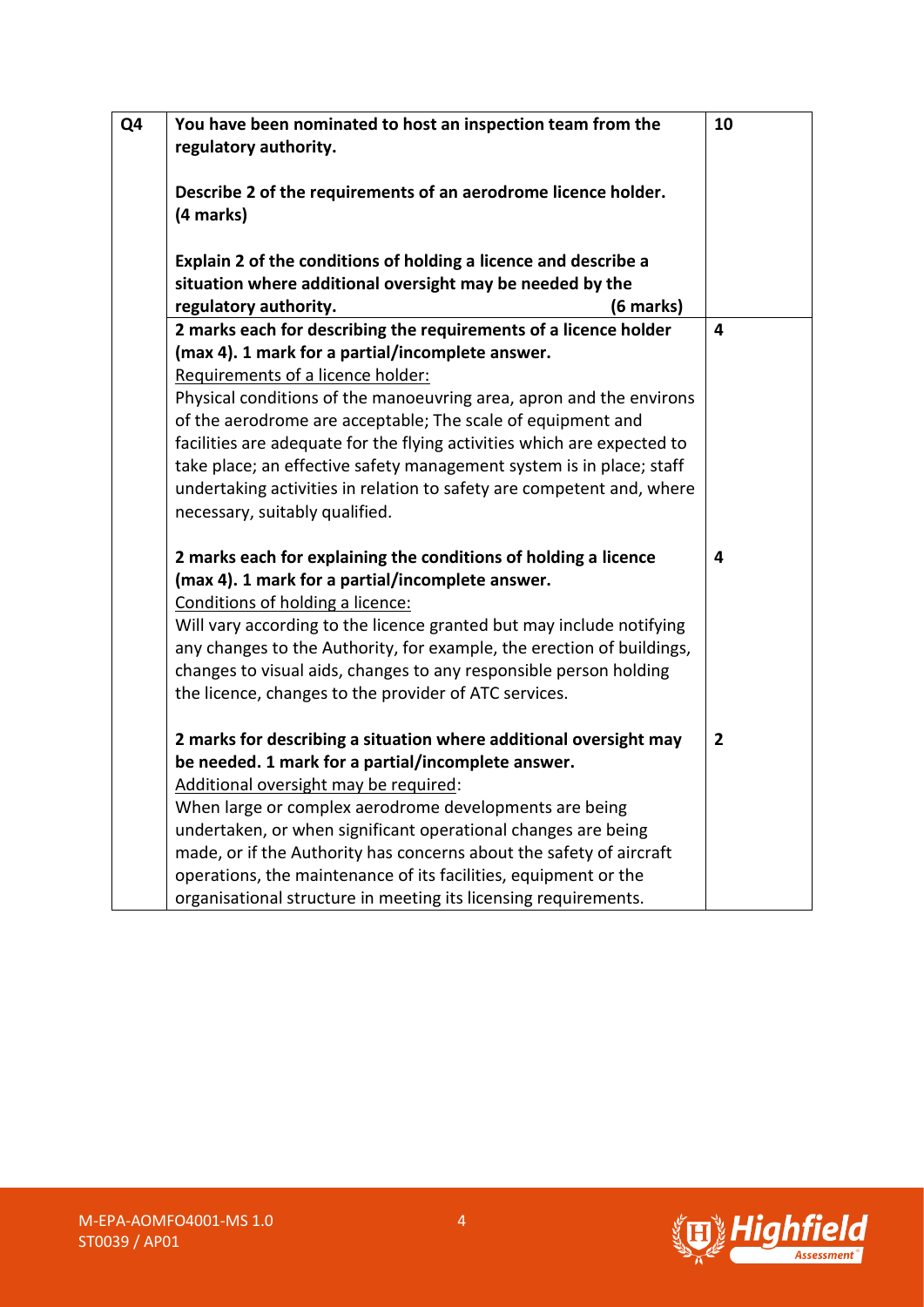| Q4 | **You have been nominated to host an inspection team from the regulatory authority.**<br><br>**Describe 2 of the requirements of an aerodrome licence holder. (4 marks)**<br><br>**Explain 2 of the conditions of holding a licence and describe a situation where additional oversight may be needed by the regulatory authority. (6 marks)** | 10 |
|---|---|---|
| | **2 marks each for describing the requirements of a licence holder (max 4). 1 mark for a partial/incomplete answer.**<br>Requirements of a licence holder:<br>Physical conditions of the manoeuvring area, apron and the environs of the aerodrome are acceptable; The scale of equipment and facilities are adequate for the flying activities which are expected to take place; an effective safety management system is in place; staff undertaking activities in relation to safety are competent and, where necessary, suitably qualified.<br><br>**2 marks each for explaining the conditions of holding a licence (max 4). 1 mark for a partial/incomplete answer.**<br>Conditions of holding a licence:<br>Will vary according to the licence granted but may include notifying any changes to the Authority, for example, the erection of buildings, changes to visual aids, changes to any responsible person holding the licence, changes to the provider of ATC services.<br><br>**2 marks for describing a situation where additional oversight may be needed. 1 mark for a partial/incomplete answer.**<br>Additional oversight may be required:<br>When large or complex aerodrome developments are being undertaken, or when significant operational changes are being made, or if the Authority has concerns about the safety of aircraft operations, the maintenance of its facilities, equipment or the organisational structure in meeting its licensing requirements. | 4<br><br><br><br><br><br><br><br><br>4<br><br><br><br><br><br><br>2 |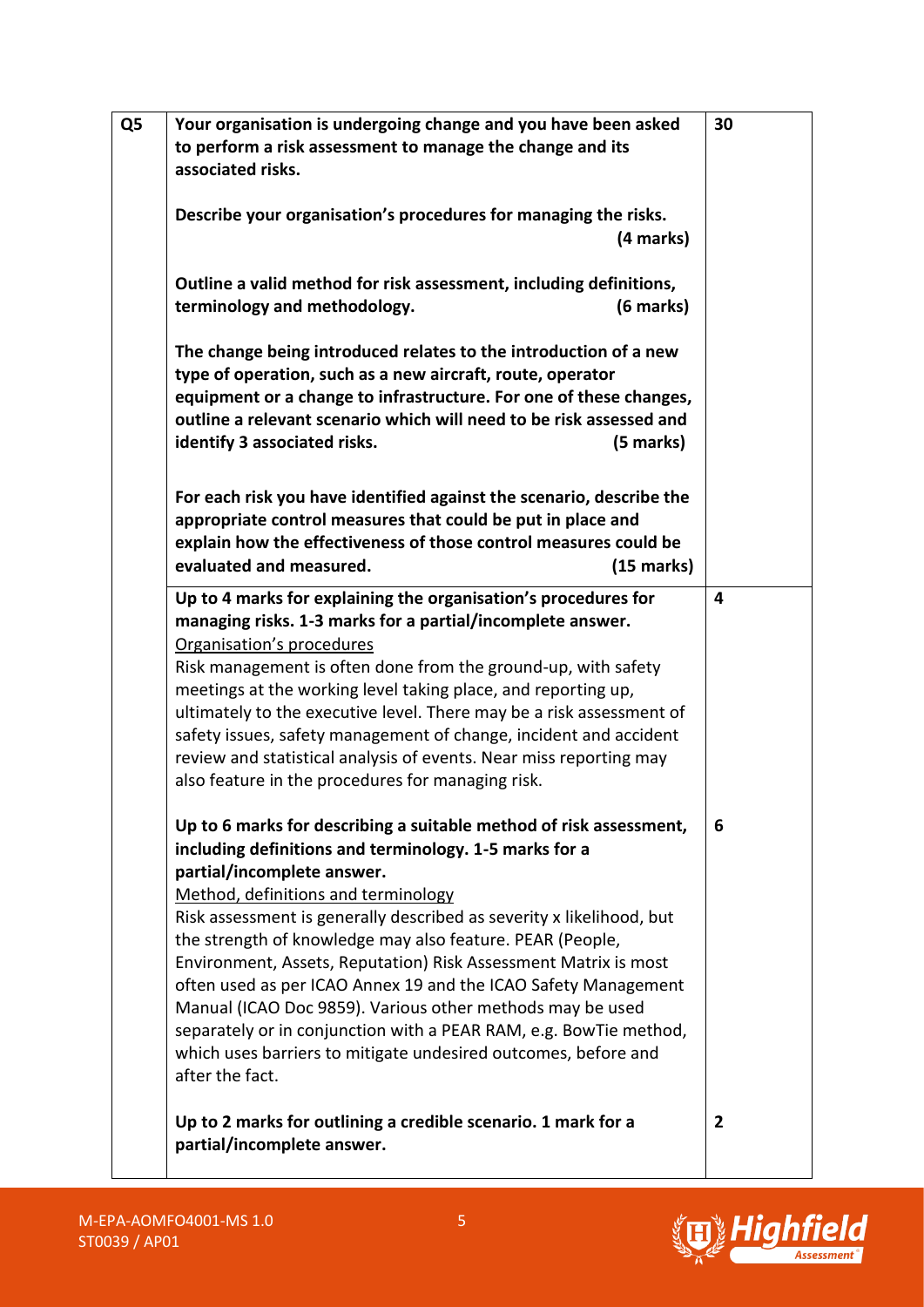| | | |
|---|---|---|
| **Q5** | **Your organisation is undergoing change and you have been asked to perform a risk assessment to manage the change and its associated risks.**<br><br>**Describe your organisation's procedures for managing the risks. (4 marks)**<br><br>**Outline a valid method for risk assessment, including definitions, terminology and methodology. (6 marks)**<br><br>**The change being introduced relates to the introduction of a new type of operation, such as a new aircraft, route, operator equipment or a change to infrastructure. For one of these changes, outline a relevant scenario which will need to be risk assessed and identify 3 associated risks. (5 marks)**<br><br>**For each risk you have identified against the scenario, describe the appropriate control measures that could be put in place and explain how the effectiveness of those control measures could be evaluated and measured. (15 marks)** | **30** |
| | **Up to 4 marks for explaining the organisation's procedures for managing risks. 1-3 marks for a partial/incomplete answer.**<br><br>Organisation's procedures<br>Risk management is often done from the ground-up, with safety meetings at the working level taking place, and reporting up, ultimately to the executive level. There may be a risk assessment of safety issues, safety management of change, incident and accident review and statistical analysis of events. Near miss reporting may also feature in the procedures for managing risk.<br><br>**Up to 6 marks for describing a suitable method of risk assessment, including definitions and terminology. 1-5 marks for a partial/incomplete answer.**<br><br>Method, definitions and terminology<br>Risk assessment is generally described as severity x likelihood, but the strength of knowledge may also feature. PEAR (People, Environment, Assets, Reputation) Risk Assessment Matrix is most often used as per ICAO Annex 19 and the ICAO Safety Management Manual (ICAO Doc 9859). Various other methods may be used separately or in conjunction with a PEAR RAM, e.g. BowTie method, which uses barriers to mitigate undesired outcomes, before and after the fact.<br><br>**Up to 2 marks for outlining a credible scenario. 1 mark for a partial/incomplete answer.** | **4**<br><br><br><br><br><br><br><br><br>**6**<br><br><br><br><br><br><br><br><br><br><br>**2** |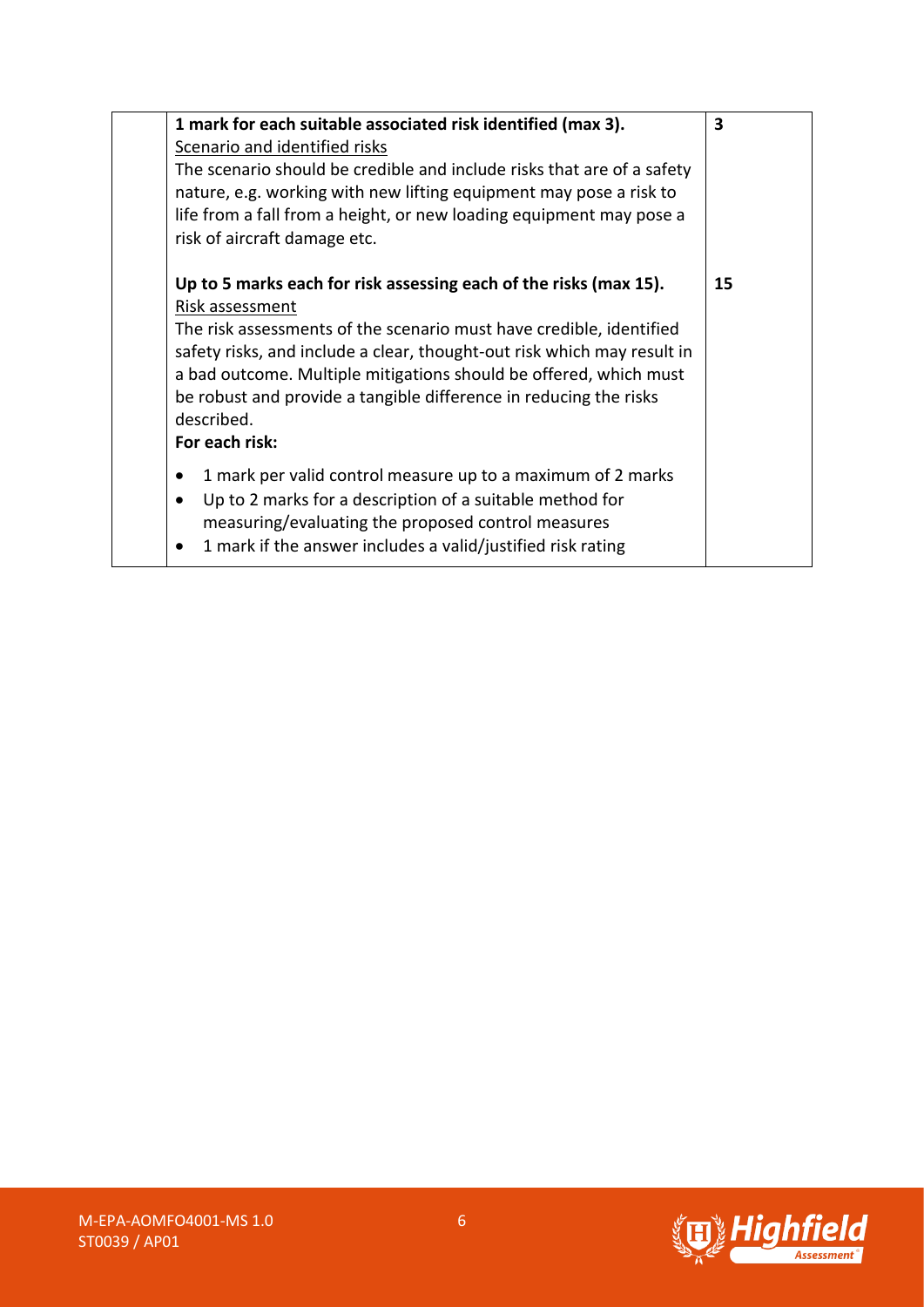| | | |
|---|---|---|
| | **1 mark for each suitable associated risk identified (max 3).**<br>Scenario and identified risks<br>The scenario should be credible and include risks that are of a safety nature, e.g. working with new lifting equipment may pose a risk to life from a fall from a height, or new loading equipment may pose a risk of aircraft damage etc. | **3** |
| | **Up to 5 marks each for risk assessing each of the risks (max 15).**<br>Risk assessment<br>The risk assessments of the scenario must have credible, identified safety risks, and include a clear, thought-out risk which may result in a bad outcome. Multiple mitigations should be offered, which must be robust and provide a tangible difference in reducing the risks described.<br>**For each risk:**<br>• 1 mark per valid control measure up to a maximum of 2 marks<br>• Up to 2 marks for a description of a suitable method for measuring/evaluating the proposed control measures<br>• 1 mark if the answer includes a valid/justified risk rating | **15** |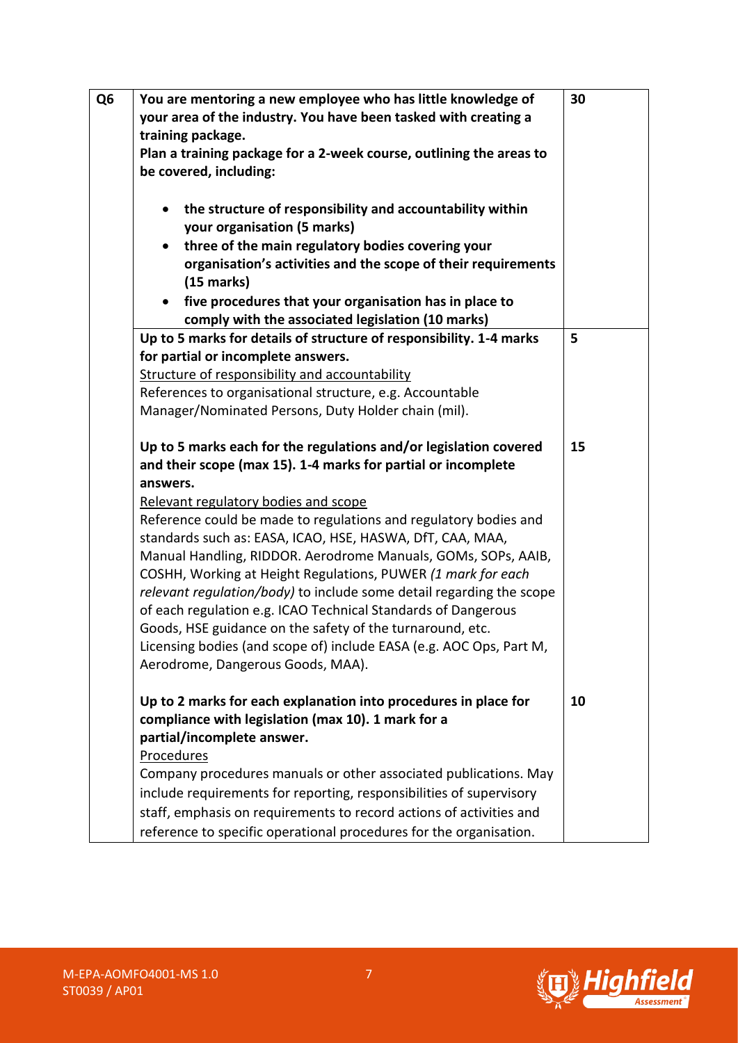| | | |
|---|---|---|
| Q6 | **You are mentoring a new employee who has little knowledge of your area of the industry. You have been tasked with creating a training package.**<br>**Plan a training package for a 2-week course, outlining the areas to be covered, including:**<br>• **the structure of responsibility and accountability within your organisation (5 marks)**<br>• **three of the main regulatory bodies covering your organisation's activities and the scope of their requirements (15 marks)**<br>• **five procedures that your organisation has in place to comply with the associated legislation (10 marks)** | 30 |
| | **Up to 5 marks for details of structure of responsibility. 1-4 marks for partial or incomplete answers.**<br>Structure of responsibility and accountability<br>References to organisational structure, e.g. Accountable Manager/Nominated Persons, Duty Holder chain (mil). | 5 |
| | **Up to 5 marks each for the regulations and/or legislation covered and their scope (max 15). 1-4 marks for partial or incomplete answers.**<br>Relevant regulatory bodies and scope<br>Reference could be made to regulations and regulatory bodies and standards such as: EASA, ICAO, HSE, HASWA, DfT, CAA, MAA, Manual Handling, RIDDOR. Aerodrome Manuals, GOMs, SOPs, AAIB, COSHH, Working at Height Regulations, PUWER *(1 mark for each relevant regulation/body)* to include some detail regarding the scope of each regulation e.g. ICAO Technical Standards of Dangerous Goods, HSE guidance on the safety of the turnaround, etc.<br>Licensing bodies (and scope of) include EASA (e.g. AOC Ops, Part M, Aerodrome, Dangerous Goods, MAA). | 15 |
| | **Up to 2 marks for each explanation into procedures in place for compliance with legislation (max 10). 1 mark for a partial/incomplete answer.**<br>Procedures<br>Company procedures manuals or other associated publications. May include requirements for reporting, responsibilities of supervisory staff, emphasis on requirements to record actions of activities and reference to specific operational procedures for the organisation. | 10 |

M-EPA-AOMFO4001-MS 1.0
ST0039 / AP01